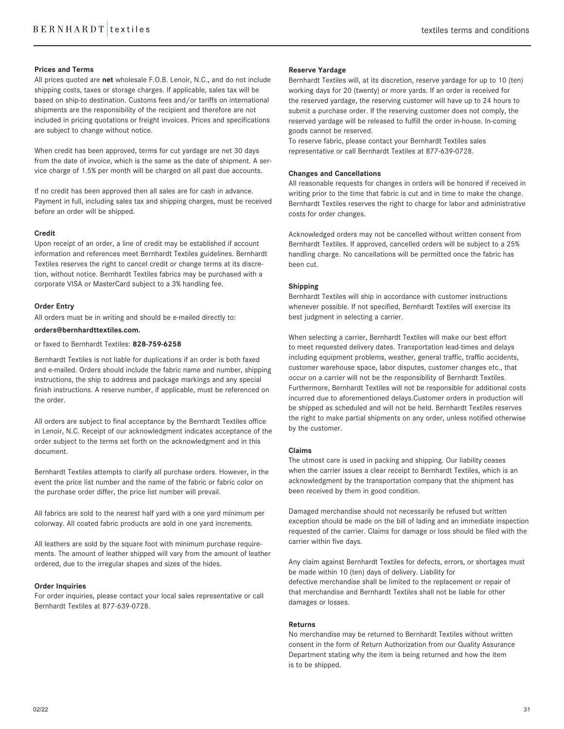## Prices and Terms

All prices quoted are **net** wholesale F.O.B. Lenoir, N.C., and do not include shipping costs, taxes or storage charges. If applicable, sales tax will be based on ship-to destination. Customs fees and/or tariffs on international shipments are the responsibility of the recipient and therefore are not included in pricing quotations or freight invoices. Prices and specifications are subject to change without notice.

When credit has been approved, terms for cut yardage are net 30 days from the date of invoice, which is the same as the date of shipment. A service charge of 1.5% per month will be charged on all past due accounts.

If no credit has been approved then all sales are for cash in advance. Payment in full, including sales tax and shipping charges, must be received before an order will be shipped.

## Credit

Upon receipt of an order, a line of credit may be established if account information and references meet Bernhardt Textiles guidelines. Bernhardt Textiles reserves the right to cancel credit or change terms at its discretion, without notice. Bernhardt Textiles fabrics may be purchased with a corporate VISA or MasterCard subject to a 3% handling fee.

## Order Entry

All orders must be in writing and should be e-mailed directly to:

**orders@bernhardttextiles.com.**

or faxed to Bernhardt Textiles: **828-759-6258**

Bernhardt Textiles is not liable for duplications if an order is both faxed and e-mailed. Orders should include the fabric name and number, shipping instructions, the ship to address and package markings and any special finish instructions. A reserve number, if applicable, must be referenced on the order.

All orders are subject to final acceptance by the Bernhardt Textiles office in Lenoir, N.C. Receipt of our acknowledgment indicates acceptance of the order subject to the terms set forth on the acknowledgment and in this document.

Bernhardt Textiles attempts to clarify all purchase orders. However, in the event the price list number and the name of the fabric or fabric color on the purchase order differ, the price list number will prevail.

All fabrics are sold to the nearest half yard with a one yard minimum per colorway. All coated fabric products are sold in one yard increments.

All leathers are sold by the square foot with minimum purchase requirements. The amount of leather shipped will vary from the amount of leather ordered, due to the irregular shapes and sizes of the hides.

## Order Inquiries

For order inquiries, please contact your local sales representative or call Bernhardt Textiles at 877-639-0728.

## Reserve Yardage

Bernhardt Textiles will, at its discretion, reserve yardage for up to 10 (ten) working days for 20 (twenty) or more yards. If an order is received for the reserved yardage, the reserving customer will have up to 24 hours to submit a purchase order. If the reserving customer does not comply, the reserved yardage will be released to fulfill the order in-house. In-coming goods cannot be reserved.

To reserve fabric, please contact your Bernhardt Textiles sales representative or call Bernhardt Textiles at 877-639-0728.

## Changes and Cancellations

All reasonable requests for changes in orders will be honored if received in writing prior to the time that fabric is cut and in time to make the change. Bernhardt Textiles reserves the right to charge for labor and administrative costs for order changes.

Acknowledged orders may not be cancelled without written consent from Bernhardt Textiles. If approved, cancelled orders will be subject to a 25% handling charge. No cancellations will be permitted once the fabric has been cut.

## Shipping

Bernhardt Textiles will ship in accordance with customer instructions whenever possible. If not specified, Bernhardt Textiles will exercise its best judgment in selecting a carrier.

When selecting a carrier, Bernhardt Textiles will make our best effort to meet requested delivery dates. Transportation lead-times and delays including equipment problems, weather, general traffic, traffic accidents, customer warehouse space, labor disputes, customer changes etc., that occur on a carrier will not be the responsibility of Bernhardt Textiles. Furthermore, Bernhardt Textiles will not be responsible for additional costs incurred due to aforementioned delays.Customer orders in production will be shipped as scheduled and will not be held. Bernhardt Textiles reserves the right to make partial shipments on any order, unless notified otherwise by the customer.

## Claims

The utmost care is used in packing and shipping. Our liability ceases when the carrier issues a clear receipt to Bernhardt Textiles, which is an acknowledgment by the transportation company that the shipment has been received by them in good condition.

Damaged merchandise should not necessarily be refused but written exception should be made on the bill of lading and an immediate inspection requested of the carrier. Claims for damage or loss should be filed with the carrier within five days.

Any claim against Bernhardt Textiles for defects, errors, or shortages must be made within 10 (ten) days of delivery. Liability for defective merchandise shall be limited to the replacement or repair of that merchandise and Bernhardt Textiles shall not be liable for other damages or losses.

## Returns

No merchandise may be returned to Bernhardt Textiles without written consent in the form of Return Authorization from our Quality Assurance Department stating why the item is being returned and how the item is to be shipped.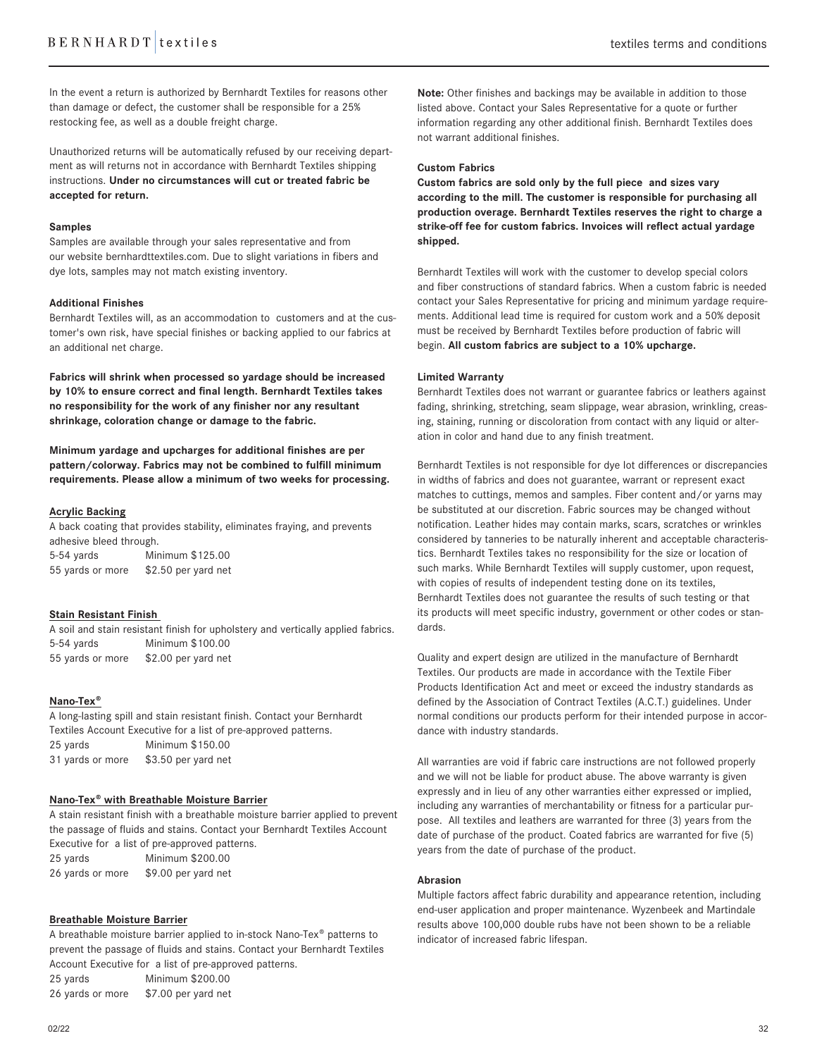In the event a return is authorized by Bernhardt Textiles for reasons other than damage or defect, the customer shall be responsible for a 25% restocking fee, as well as a double freight charge.

Unauthorized returns will be automatically refused by our receiving department as will returns not in accordance with Bernhardt Textiles shipping instructions. **Under no circumstances will cut or treated fabric be accepted for return.**

### Samples

Samples are available through your sales representative and from our website bernhardttextiles.com. Due to slight variations in fibers and dye lots, samples may not match existing inventory.

### Additional Finishes

Bernhardt Textiles will, as an accommodation to customers and at the customer's own risk, have special finishes or backing applied to our fabrics at an additional net charge.

**Fabrics will shrink when processed so yardage should be increased by 10% to ensure correct and final length. Bernhardt Textiles takes no responsibility for the work of any finisher nor any resultant shrinkage, coloration change or damage to the fabric.**

**Minimum yardage and upcharges for additional finishes are per pattern/colorway. Fabrics may not be combined to fulfill minimum requirements. Please allow a minimum of two weeks for processing.**

#### Acrylic Backing

A back coating that provides stability, eliminates fraying, and prevents adhesive bleed through.

| | |
|---|---|
| 5-54 yards | Minimum $125.00 |
| 55 yards or more | $2.50 per yard net |

#### Stain Resistant Finish

A soil and stain resistant finish for upholstery and vertically applied fabrics.

| | |
|---|---|
| 5-54 yards | Minimum $100.00 |
| 55 yards or more | $2.00 per yard net |

#### Nano-Tex®

A long-lasting spill and stain resistant finish. Contact your Bernhardt Textiles Account Executive for a list of pre-approved patterns.

| | |
|---|---|
| 25 yards | Minimum $150.00 |
| 31 yards or more | $3.50 per yard net |

#### Nano-Tex® with Breathable Moisture Barrier

A stain resistant finish with a breathable moisture barrier applied to prevent the passage of fluids and stains. Contact your Bernhardt Textiles Account Executive for a list of pre-approved patterns.

| | |
|---|---|
| 25 yards | Minimum $200.00 |
| 26 yards or more | $9.00 per yard net |

#### Breathable Moisture Barrier

A breathable moisture barrier applied to in-stock Nano-Tex® patterns to prevent the passage of fluids and stains. Contact your Bernhardt Textiles Account Executive for a list of pre-approved patterns.

| | |
|---|---|
| 25 yards | Minimum $200.00 |
| 26 yards or more | $7.00 per yard net |

**Note:** Other finishes and backings may be available in addition to those listed above. Contact your Sales Representative for a quote or further information regarding any other additional finish. Bernhardt Textiles does not warrant additional finishes.

### Custom Fabrics

**Custom fabrics are sold only by the full piece and sizes vary according to the mill. The customer is responsible for purchasing all production overage. Bernhardt Textiles reserves the right to charge a strike-off fee for custom fabrics. Invoices will reflect actual yardage shipped.**

Bernhardt Textiles will work with the customer to develop special colors and fiber constructions of standard fabrics. When a custom fabric is needed contact your Sales Representative for pricing and minimum yardage requirements. Additional lead time is required for custom work and a 50% deposit must be received by Bernhardt Textiles before production of fabric will begin. **All custom fabrics are subject to a 10% upcharge.**

### Limited Warranty

Bernhardt Textiles does not warrant or guarantee fabrics or leathers against fading, shrinking, stretching, seam slippage, wear abrasion, wrinkling, creasing, staining, running or discoloration from contact with any liquid or alteration in color and hand due to any finish treatment.

Bernhardt Textiles is not responsible for dye lot differences or discrepancies in widths of fabrics and does not guarantee, warrant or represent exact matches to cuttings, memos and samples. Fiber content and/or yarns may be substituted at our discretion. Fabric sources may be changed without notification. Leather hides may contain marks, scars, scratches or wrinkles considered by tanneries to be naturally inherent and acceptable characteristics. Bernhardt Textiles takes no responsibility for the size or location of such marks. While Bernhardt Textiles will supply customer, upon request, with copies of results of independent testing done on its textiles, Bernhardt Textiles does not guarantee the results of such testing or that its products will meet specific industry, government or other codes or standards.

Quality and expert design are utilized in the manufacture of Bernhardt Textiles. Our products are made in accordance with the Textile Fiber Products Identification Act and meet or exceed the industry standards as defined by the Association of Contract Textiles (A.C.T.) guidelines. Under normal conditions our products perform for their intended purpose in accordance with industry standards.

All warranties are void if fabric care instructions are not followed properly and we will not be liable for product abuse. The above warranty is given expressly and in lieu of any other warranties either expressed or implied, including any warranties of merchantability or fitness for a particular purpose. All textiles and leathers are warranted for three (3) years from the date of purchase of the product. Coated fabrics are warranted for five (5) years from the date of purchase of the product.

### Abrasion

Multiple factors affect fabric durability and appearance retention, including end-user application and proper maintenance. Wyzenbeek and Martindale results above 100,000 double rubs have not been shown to be a reliable indicator of increased fabric lifespan.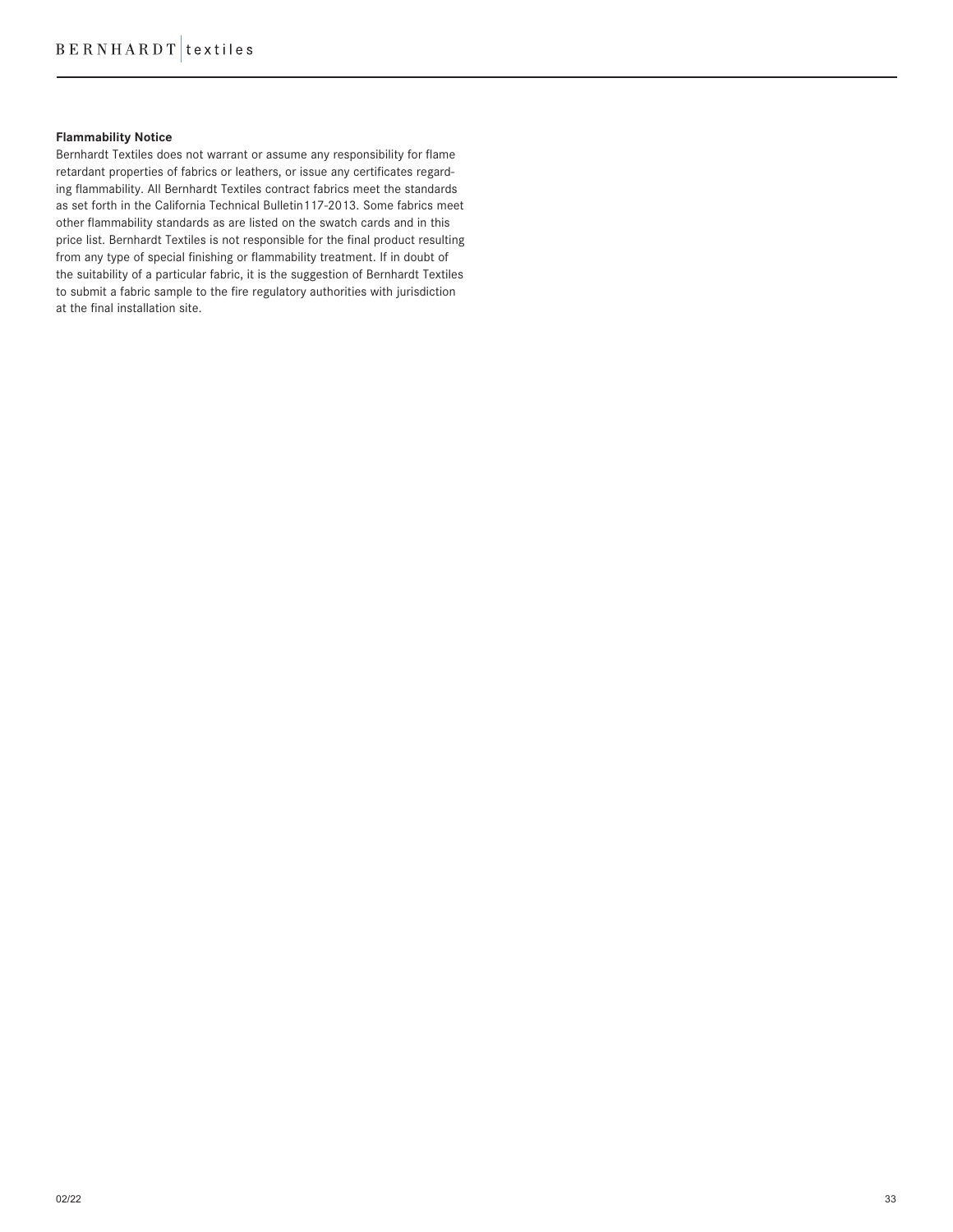**Flammability Notice**

Bernhardt Textiles does not warrant or assume any responsibility for flame retardant properties of fabrics or leathers, or issue any certificates regarding flammability. All Bernhardt Textiles contract fabrics meet the standards as set forth in the California Technical Bulletin117-2013. Some fabrics meet other flammability standards as are listed on the swatch cards and in this price list. Bernhardt Textiles is not responsible for the final product resulting from any type of special finishing or flammability treatment. If in doubt of the suitability of a particular fabric, it is the suggestion of Bernhardt Textiles to submit a fabric sample to the fire regulatory authorities with jurisdiction at the final installation site.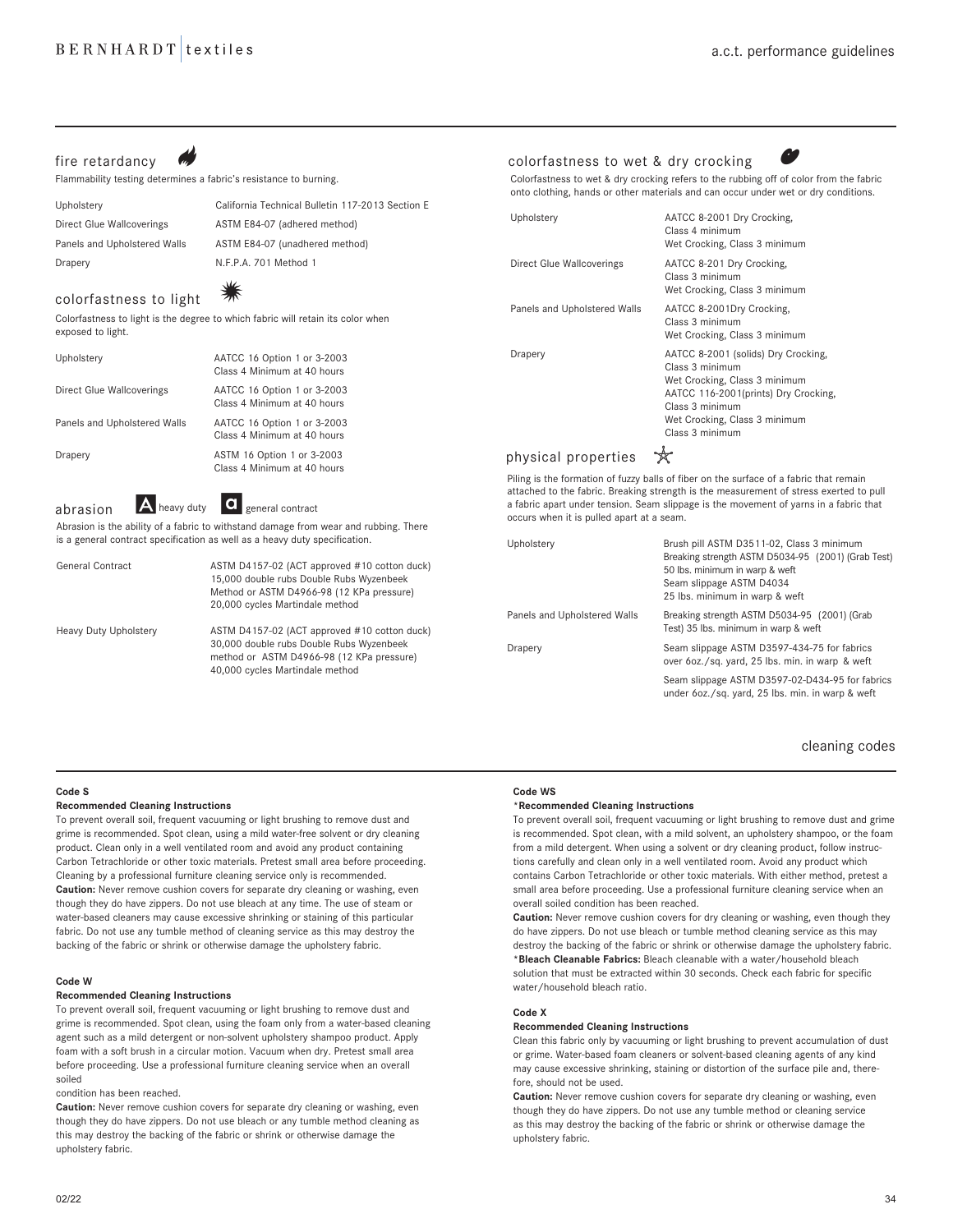## fire retardancy

Flammability testing determines a fabric's resistance to burning.

| | |
|---|---|
| Upholstery | California Technical Bulletin 117-2013 Section E |
| Direct Glue Wallcoverings | ASTM E84-07 (adhered method) |
| Panels and Upholstered Walls | ASTM E84-07 (unadhered method) |
| Drapery | N.F.P.A. 701 Method 1 |

## colorfastness to light

Colorfastness to light is the degree to which fabric will retain its color when exposed to light.

| | |
|---|---|
| Upholstery | AATCC 16 Option 1 or 3-2003 Class 4 Minimum at 40 hours |
| Direct Glue Wallcoverings | AATCC 16 Option 1 or 3-2003 Class 4 Minimum at 40 hours |
| Panels and Upholstered Walls | AATCC 16 Option 1 or 3-2003 Class 4 Minimum at 40 hours |
| Drapery | ASTM 16 Option 1 or 3-2003 Class 4 Minimum at 40 hours |

## abrasion

A heavy duty a general contract

Abrasion is the ability of a fabric to withstand damage from wear and rubbing. There is a general contract specification as well as a heavy duty specification.

| | |
|---|---|
| General Contract | ASTM D4157-02 (ACT approved #10 cotton duck) 15,000 double rubs Double Rubs Wyzenbeek Method or ASTM D4966-98 (12 KPa pressure) 20,000 cycles Martindale method |
| Heavy Duty Upholstery | ASTM D4157-02 (ACT approved #10 cotton duck) 30,000 double rubs Double Rubs Wyzenbeek method or ASTM D4966-98 (12 KPa pressure) 40,000 cycles Martindale method |

## colorfastness to wet & dry crocking

Colorfastness to wet & dry crocking refers to the rubbing off of color from the fabric onto clothing, hands or other materials and can occur under wet or dry conditions.

| | |
|---|---|
| Upholstery | AATCC 8-2001 Dry Crocking, Class 4 minimum Wet Crocking, Class 3 minimum |
| Direct Glue Wallcoverings | AATCC 8-201 Dry Crocking, Class 3 minimum Wet Crocking, Class 3 minimum |
| Panels and Upholstered Walls | AATCC 8-2001Dry Crocking, Class 3 minimum Wet Crocking, Class 3 minimum |
| Drapery | AATCC 8-2001 (solids) Dry Crocking, Class 3 minimum Wet Crocking, Class 3 minimum AATCC 116-2001(prints) Dry Crocking, Class 3 minimum Wet Crocking, Class 3 minimum Class 3 minimum |

## physical properties

Piling is the formation of fuzzy balls of fiber on the surface of a fabric that remain attached to the fabric. Breaking strength is the measurement of stress exerted to pull a fabric apart under tension. Seam slippage is the movement of yarns in a fabric that occurs when it is pulled apart at a seam.

| | |
|---|---|
| Upholstery | Brush pill ASTM D3511-02, Class 3 minimum Breaking strength ASTM D5034-95 (2001) (Grab Test) 50 lbs. minimum in warp & weft Seam slippage ASTM D4034 25 lbs. minimum in warp & weft |
| Panels and Upholstered Walls | Breaking strength ASTM D5034-95 (2001) (Grab Test) 35 lbs. minimum in warp & weft |
| Drapery | Seam slippage ASTM D3597-434-75 for fabrics over 6oz./sq. yard, 25 lbs. min. in warp & weft Seam slippage ASTM D3597-02-D434-95 for fabrics under 6oz./sq. yard, 25 lbs. min. in warp & weft |

## cleaning codes

**Code S**

**Recommended Cleaning Instructions**

To prevent overall soil, frequent vacuuming or light brushing to remove dust and grime is recommended. Spot clean, using a mild water-free solvent or dry cleaning product. Clean only in a well ventilated room and avoid any product containing Carbon Tetrachloride or other toxic materials. Pretest small area before proceeding. Cleaning by a professional furniture cleaning service only is recommended.
**Caution:** Never remove cushion covers for separate dry cleaning or washing, even though they do have zippers. Do not use bleach at any time. The use of steam or water-based cleaners may cause excessive shrinking or staining of this particular fabric. Do not use any tumble method of cleaning service as this may destroy the backing of the fabric or shrink or otherwise damage the upholstery fabric.

**Code W**

**Recommended Cleaning Instructions**

To prevent overall soil, frequent vacuuming or light brushing to remove dust and grime is recommended. Spot clean, using the foam only from a water-based cleaning agent such as a mild detergent or non-solvent upholstery shampoo product. Apply foam with a soft brush in a circular motion. Vacuum when dry. Pretest small area before proceeding. Use a professional furniture cleaning service when an overall soiled

condition has been reached.
**Caution:** Never remove cushion covers for separate dry cleaning or washing, even though they do have zippers. Do not use bleach or any tumble method cleaning as this may destroy the backing of the fabric or shrink or otherwise damage the upholstery fabric.

**Code WS**

***Recommended Cleaning Instructions**

To prevent overall soil, frequent vacuuming or light brushing to remove dust and grime is recommended. Spot clean, with a mild solvent, an upholstery shampoo, or the foam from a mild detergent. When using a solvent or dry cleaning product, follow instructions carefully and clean only in a well ventilated room. Avoid any product which contains Carbon Tetrachloride or other toxic material. With either method, pretest a small area before proceeding. Use a professional furniture cleaning service when an overall soiled condition has been reached.
**Caution:** Never remove cushion covers for dry cleaning or washing, even though they do have zippers. Do not use bleach or tumble method cleaning service as this may destroy the backing of the fabric or shrink or otherwise damage the upholstery fabric.
***Bleach Cleanable Fabrics:** Bleach cleanable with a water/household bleach solution that must be extracted within 30 seconds. Check each fabric for specific water/household bleach ratio.

**Code X**

**Recommended Cleaning Instructions**

Clean this fabric only by vacuuming or light brushing to prevent accumulation of dust or grime. Water-based foam cleaners or solvent-based cleaning agents of any kind may cause excessive shrinking, staining or distortion of the surface pile and, therefore, should not be used.
**Caution:** Never remove cushion covers for separate dry cleaning or washing, even though they do have zippers. Do not use any tumble method or cleaning service as this may destroy the backing of the fabric or shrink or otherwise damage the upholstery fabric.

02/22